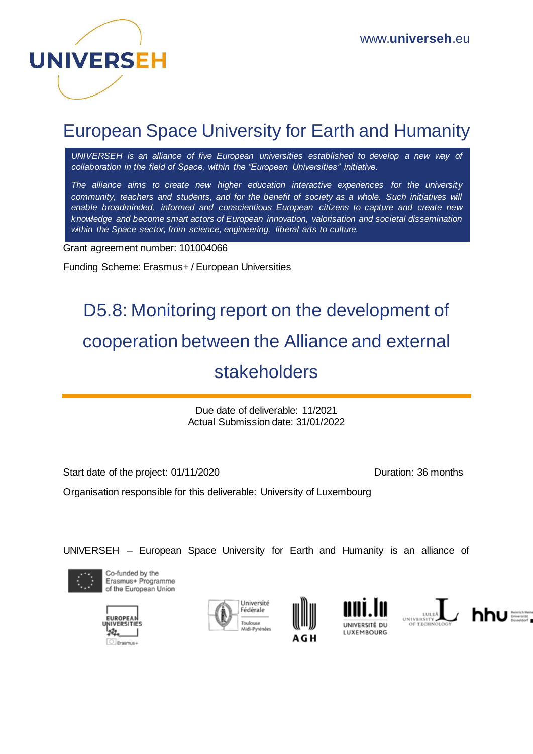UNIVERSEH

www.universeh.eu

# European Space University for Earth and Humanity

*UNIVERSEH is an alliance of five European universities established to develop a new way of collaboration in the field of Space, within the "European Universities" initiative.*

*The alliance aims to create new higher education interactive experiences for the university community, teachers and students, and for the benefit of society as a whole. Such initiatives will enable broadminded, informed and conscientious European citizens to capture and create new knowledge and become smart actors of European innovation, valorisation and societal dissemination within the Space sector, from science, engineering, liberal arts to culture.*

Grant agreement number: 101004066

Funding Scheme: Erasmus+ / European Universities

# D5.8: Monitoring report on the development of cooperation between the Alliance and external stakeholders

Due date of deliverable: 11/2021
Actual Submission date: 31/01/2022

Start date of the project: 01/11/2020

Duration: 36 months

Organisation responsible for this deliverable: University of Luxembourg

UNIVERSEH – European Space University for Earth and Humanity is an alliance of

Co-funded by the Erasmus+ Programme of the European Union

European Universities Erasmus+

Université Fédérale Toulouse Midi-Pyrénées

AGH

uni.lu Université du Luxembourg

Luleå University of Technology

hhu Heinrich Heine Universität Düsseldorf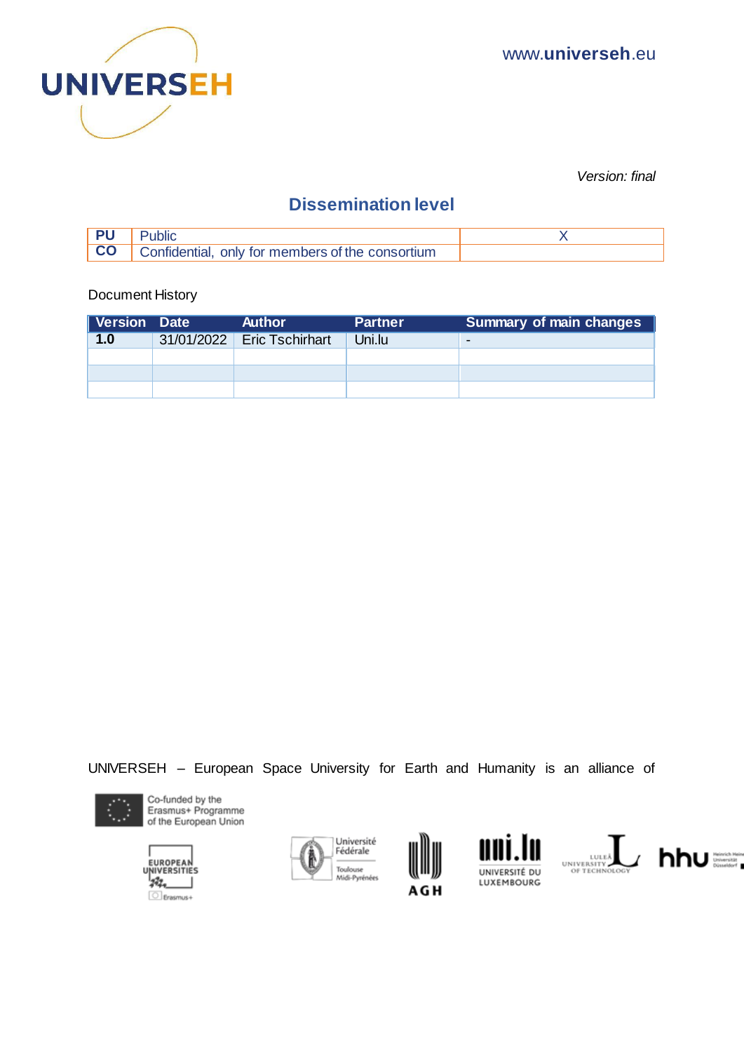www.**universeh**.eu

*Version: final*

## Dissemination level

| | | |
|---|---|---|
| **PU** | Public | X |
| **CO** | Confidential, only for members of the consortium | |

Document History

| Version | Date | Author | Partner | Summary of main changes |
|---|---|---|---|---|
| **1.0** | 31/01/2022 | Eric Tschirhart | Uni.lu | - |
| | | | | |
| | | | | |
| | | | | |

UNIVERSEH – European Space University for Earth and Humanity is an alliance of

Co-funded by the Erasmus+ Programme of the European Union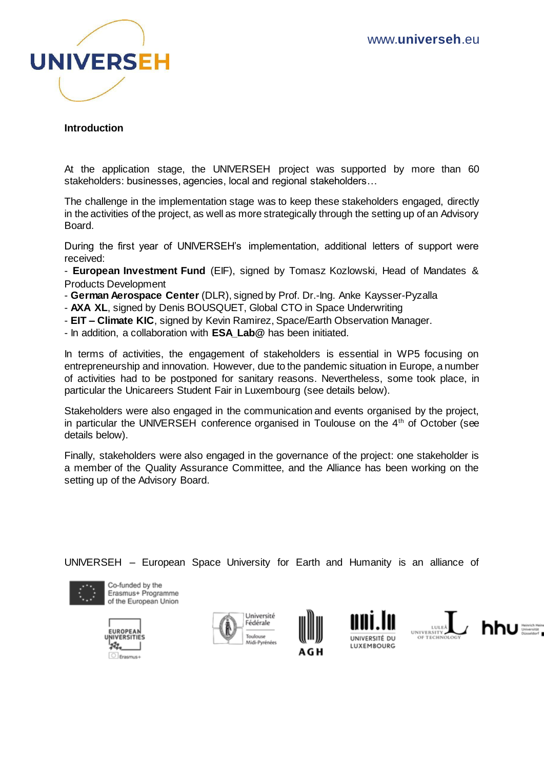## Introduction

At the application stage, the UNIVERSEH project was supported by more than 60 stakeholders: businesses, agencies, local and regional stakeholders…

The challenge in the implementation stage was to keep these stakeholders engaged, directly in the activities of the project, as well as more strategically through the setting up of an Advisory Board.

During the first year of UNIVERSEH's implementation, additional letters of support were received:

- **European Investment Fund** (EIF), signed by Tomasz Kozlowski, Head of Mandates & Products Development
- **German Aerospace Center** (DLR), signed by Prof. Dr.-Ing. Anke Kaysser-Pyzalla
- **AXA XL**, signed by Denis BOUSQUET, Global CTO in Space Underwriting
- **EIT – Climate KIC**, signed by Kevin Ramirez, Space/Earth Observation Manager.
- In addition, a collaboration with **ESA_Lab@** has been initiated.

In terms of activities, the engagement of stakeholders is essential in WP5 focusing on entrepreneurship and innovation. However, due to the pandemic situation in Europe, a number of activities had to be postponed for sanitary reasons. Nevertheless, some took place, in particular the Unicareers Student Fair in Luxembourg (see details below).

Stakeholders were also engaged in the communication and events organised by the project, in particular the UNIVERSEH conference organised in Toulouse on the 4th of October (see details below).

Finally, stakeholders were also engaged in the governance of the project: one stakeholder is a member of the Quality Assurance Committee, and the Alliance has been working on the setting up of the Advisory Board.

UNIVERSEH – European Space University for Earth and Humanity is an alliance of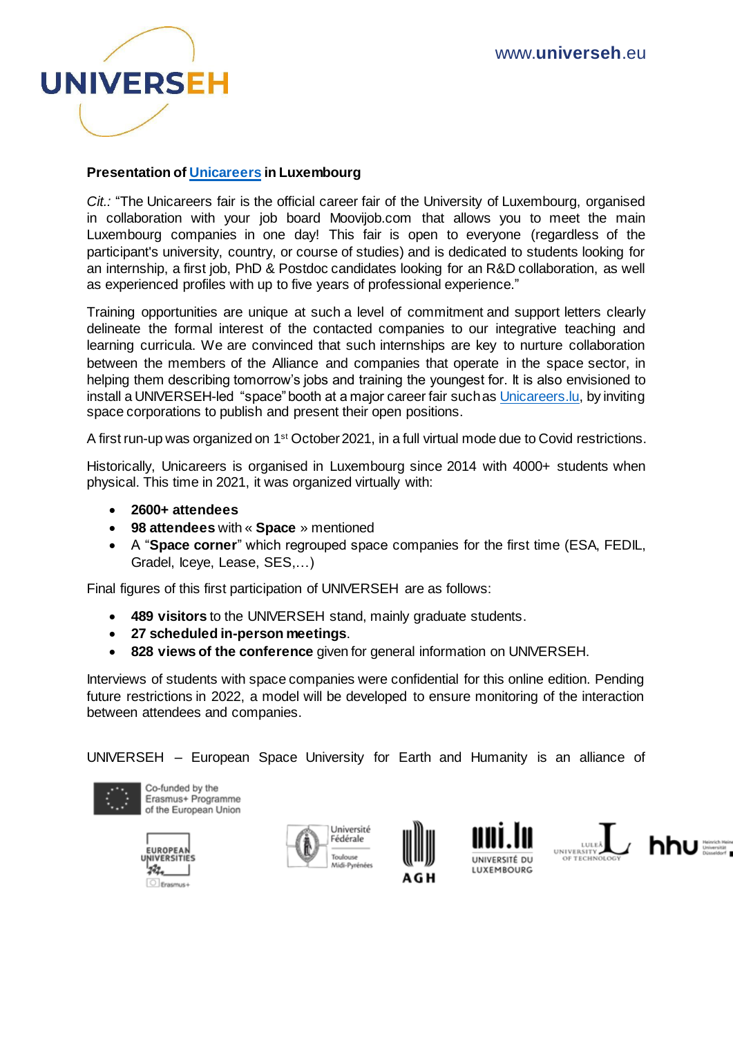**Presentation of Unicareers in Luxembourg**

*Cit.:* "The Unicareers fair is the official career fair of the University of Luxembourg, organised in collaboration with your job board Moovijob.com that allows you to meet the main Luxembourg companies in one day! This fair is open to everyone (regardless of the participant's university, country, or course of studies) and is dedicated to students looking for an internship, a first job, PhD & Postdoc candidates looking for an R&D collaboration, as well as experienced profiles with up to five years of professional experience."

Training opportunities are unique at such a level of commitment and support letters clearly delineate the formal interest of the contacted companies to our integrative teaching and learning curricula. We are convinced that such internships are key to nurture collaboration between the members of the Alliance and companies that operate in the space sector, in helping them describing tomorrow's jobs and training the youngest for. It is also envisioned to install a UNIVERSEH-led "space" booth at a major career fair such as Unicareers.lu, by inviting space corporations to publish and present their open positions.

A first run-up was organized on 1st October 2021, in a full virtual mode due to Covid restrictions.

Historically, Unicareers is organised in Luxembourg since 2014 with 4000+ students when physical. This time in 2021, it was organized virtually with:

- **2600+ attendees**
- **98 attendees** with « **Space** » mentioned
- A "**Space corner**" which regrouped space companies for the first time (ESA, FEDIL, Gradel, Iceye, Lease, SES,…)

Final figures of this first participation of UNIVERSEH are as follows:

- **489 visitors** to the UNIVERSEH stand, mainly graduate students.
- **27 scheduled in-person meetings**.
- **828 views of the conference** given for general information on UNIVERSEH.

Interviews of students with space companies were confidential for this online edition. Pending future restrictions in 2022, a model will be developed to ensure monitoring of the interaction between attendees and companies.

UNIVERSEH – European Space University for Earth and Humanity is an alliance of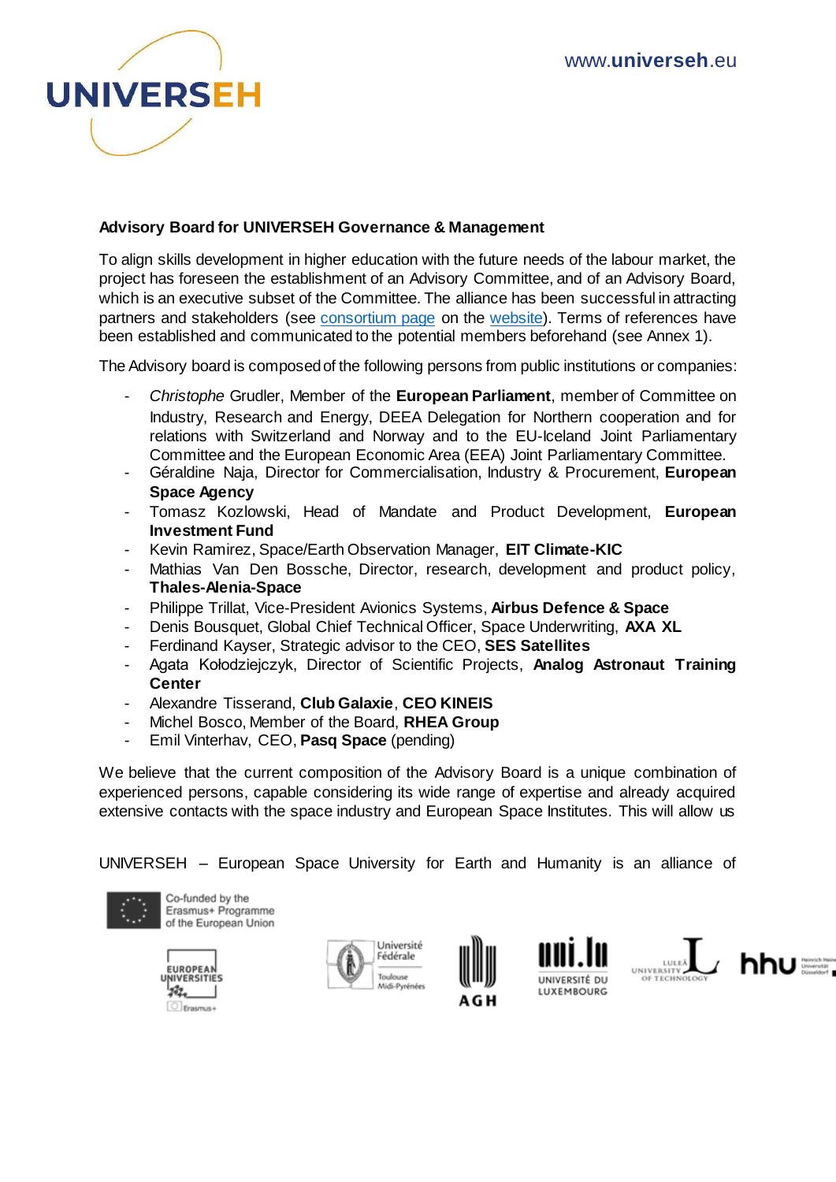**Advisory Board for UNIVERSEH Governance & Management**

To align skills development in higher education with the future needs of the labour market, the project has foreseen the establishment of an Advisory Committee, and of an Advisory Board, which is an executive subset of the Committee. The alliance has been successful in attracting partners and stakeholders (see consortium page on the website). Terms of references have been established and communicated to the potential members beforehand (see Annex 1).

The Advisory board is composed of the following persons from public institutions or companies:

- *Christophe* Grudler, Member of the **European Parliament**, member of Committee on Industry, Research and Energy, DEEA Delegation for Northern cooperation and for relations with Switzerland and Norway and to the EU-Iceland Joint Parliamentary Committee and the European Economic Area (EEA) Joint Parliamentary Committee.
- Géraldine Naja, Director for Commercialisation, Industry & Procurement, **European Space Agency**
- Tomasz Kozlowski, Head of Mandate and Product Development, **European Investment Fund**
- Kevin Ramirez, Space/Earth Observation Manager, **EIT Climate-KIC**
- Mathias Van Den Bossche, Director, research, development and product policy, **Thales-Alenia-Space**
- Philippe Trillat, Vice-President Avionics Systems, **Airbus Defence & Space**
- Denis Bousquet, Global Chief Technical Officer, Space Underwriting, **AXA XL**
- Ferdinand Kayser, Strategic advisor to the CEO, **SES Satellites**
- Agata Kołodziejczyk, Director of Scientific Projects, **Analog Astronaut Training Center**
- Alexandre Tisserand, **Club Galaxie**, **CEO KINEIS**
- Michel Bosco, Member of the Board, **RHEA Group**
- Emil Vinterhav, CEO, **Pasq Space** (pending)

We believe that the current composition of the Advisory Board is a unique combination of experienced persons, capable considering its wide range of expertise and already acquired extensive contacts with the space industry and European Space Institutes. This will allow us

UNIVERSEH – European Space University for Earth and Humanity is an alliance of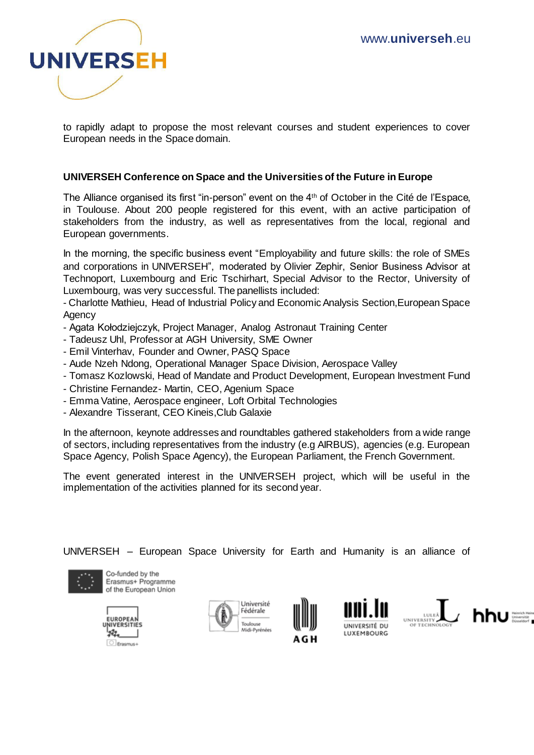to rapidly adapt to propose the most relevant courses and student experiences to cover European needs in the Space domain.

**UNIVERSEH Conference on Space and the Universities of the Future in Europe**

The Alliance organised its first "in-person" event on the 4th of October in the Cité de l'Espace, in Toulouse. About 200 people registered for this event, with an active participation of stakeholders from the industry, as well as representatives from the local, regional and European governments.

In the morning, the specific business event "Employability and future skills: the role of SMEs and corporations in UNIVERSEH", moderated by Olivier Zephir, Senior Business Advisor at Technoport, Luxembourg and Eric Tschirhart, Special Advisor to the Rector, University of Luxembourg, was very successful. The panellists included:

- Charlotte Mathieu, Head of Industrial Policy and Economic Analysis Section,European Space Agency
- Agata Kołodziejczyk, Project Manager, Analog Astronaut Training Center
- Tadeusz Uhl, Professor at AGH University, SME Owner
- Emil Vinterhav, Founder and Owner, PASQ Space
- Aude Nzeh Ndong, Operational Manager Space Division, Aerospace Valley
- Tomasz Kozlowski, Head of Mandate and Product Development, European Investment Fund
- Christine Fernandez- Martin, CEO, Agenium Space
- Emma Vatine, Aerospace engineer, Loft Orbital Technologies
- Alexandre Tisserant, CEO Kineis,Club Galaxie

In the afternoon, keynote addresses and roundtables gathered stakeholders from a wide range of sectors, including representatives from the industry (e.g AIRBUS), agencies (e.g. European Space Agency, Polish Space Agency), the European Parliament, the French Government.

The event generated interest in the UNIVERSEH project, which will be useful in the implementation of the activities planned for its second year.

UNIVERSEH – European Space University for Earth and Humanity is an alliance of